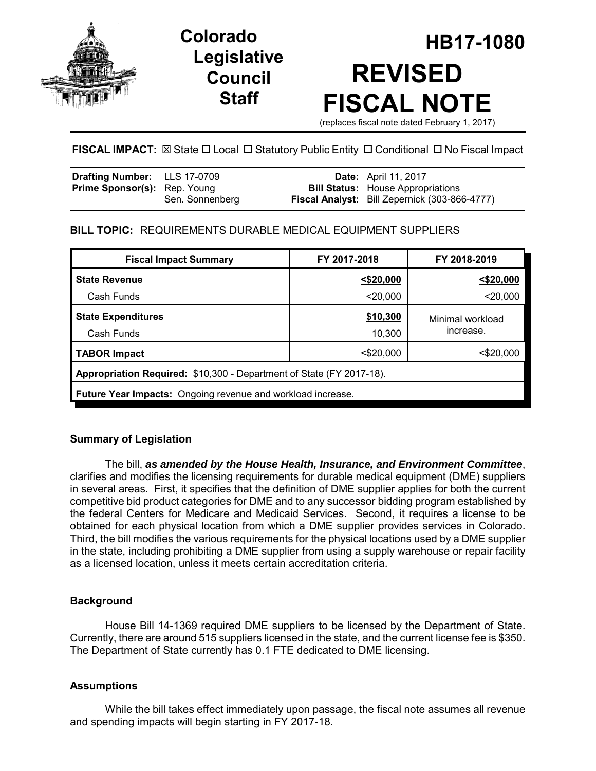# Colorado Legislative Council Staff

# HB17-1080

# REVISED FISCAL NOTE

(replaces fiscal note dated February 1, 2017)

**FISCAL IMPACT:** ☒ State ☐ Local ☐ Statutory Public Entity ☐ Conditional ☐ No Fiscal Impact

| | | | |
|---|---|---|---|
| **Drafting Number:** | LLS 17-0709 | **Date:** | April 11, 2017 |
| **Prime Sponsor(s):** | Rep. Young<br>Sen. Sonnenberg | **Bill Status:** | House Appropriations |
| | | **Fiscal Analyst:** | Bill Zepernick (303-866-4777) |

**BILL TOPIC:** REQUIREMENTS DURABLE MEDICAL EQUIPMENT SUPPLIERS

| Fiscal Impact Summary | FY 2017-2018 | FY 2018-2019 |
|---|---|---|
| **State Revenue** | **<$20,000** | **<$20,000** |
| Cash Funds | <20,000 | <20,000 |
| **State Expenditures** | **$10,300** | Minimal workload increase. |
| Cash Funds | 10,300 | |
| **TABOR Impact** | <$20,000 | <$20,000 |
| **Appropriation Required:** $10,300 - Department of State (FY 2017-18). | | |
| **Future Year Impacts:** Ongoing revenue and workload increase. | | |

### Summary of Legislation

The bill, ***as amended by the House Health, Insurance, and Environment Committee***, clarifies and modifies the licensing requirements for durable medical equipment (DME) suppliers in several areas. First, it specifies that the definition of DME supplier applies for both the current competitive bid product categories for DME and to any successor bidding program established by the federal Centers for Medicare and Medicaid Services. Second, it requires a license to be obtained for each physical location from which a DME supplier provides services in Colorado. Third, the bill modifies the various requirements for the physical locations used by a DME supplier in the state, including prohibiting a DME supplier from using a supply warehouse or repair facility as a licensed location, unless it meets certain accreditation criteria.

### Background

House Bill 14-1369 required DME suppliers to be licensed by the Department of State. Currently, there are around 515 suppliers licensed in the state, and the current license fee is $350. The Department of State currently has 0.1 FTE dedicated to DME licensing.

### Assumptions

While the bill takes effect immediately upon passage, the fiscal note assumes all revenue and spending impacts will begin starting in FY 2017-18.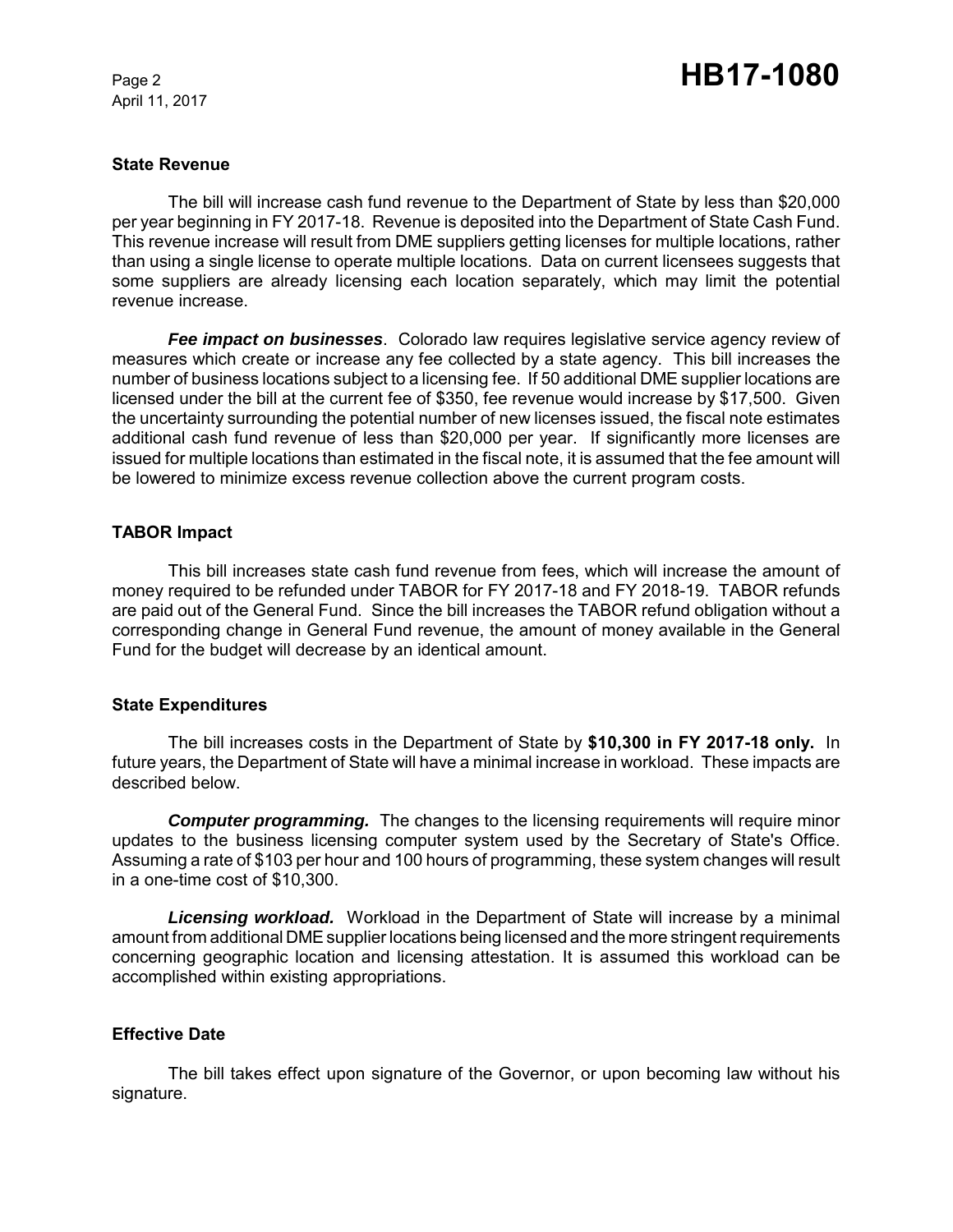### State Revenue

The bill will increase cash fund revenue to the Department of State by less than $20,000 per year beginning in FY 2017-18. Revenue is deposited into the Department of State Cash Fund. This revenue increase will result from DME suppliers getting licenses for multiple locations, rather than using a single license to operate multiple locations. Data on current licensees suggests that some suppliers are already licensing each location separately, which may limit the potential revenue increase.

***Fee impact on businesses***. Colorado law requires legislative service agency review of measures which create or increase any fee collected by a state agency. This bill increases the number of business locations subject to a licensing fee. If 50 additional DME supplier locations are licensed under the bill at the current fee of $350, fee revenue would increase by $17,500. Given the uncertainty surrounding the potential number of new licenses issued, the fiscal note estimates additional cash fund revenue of less than $20,000 per year. If significantly more licenses are issued for multiple locations than estimated in the fiscal note, it is assumed that the fee amount will be lowered to minimize excess revenue collection above the current program costs.

### TABOR Impact

This bill increases state cash fund revenue from fees, which will increase the amount of money required to be refunded under TABOR for FY 2017-18 and FY 2018-19. TABOR refunds are paid out of the General Fund. Since the bill increases the TABOR refund obligation without a corresponding change in General Fund revenue, the amount of money available in the General Fund for the budget will decrease by an identical amount.

### State Expenditures

The bill increases costs in the Department of State by **$10,300 in FY 2017-18 only.** In future years, the Department of State will have a minimal increase in workload. These impacts are described below.

***Computer programming.*** The changes to the licensing requirements will require minor updates to the business licensing computer system used by the Secretary of State's Office. Assuming a rate of $103 per hour and 100 hours of programming, these system changes will result in a one-time cost of $10,300.

***Licensing workload.*** Workload in the Department of State will increase by a minimal amount from additional DME supplier locations being licensed and the more stringent requirements concerning geographic location and licensing attestation. It is assumed this workload can be accomplished within existing appropriations.

### Effective Date

The bill takes effect upon signature of the Governor, or upon becoming law without his signature.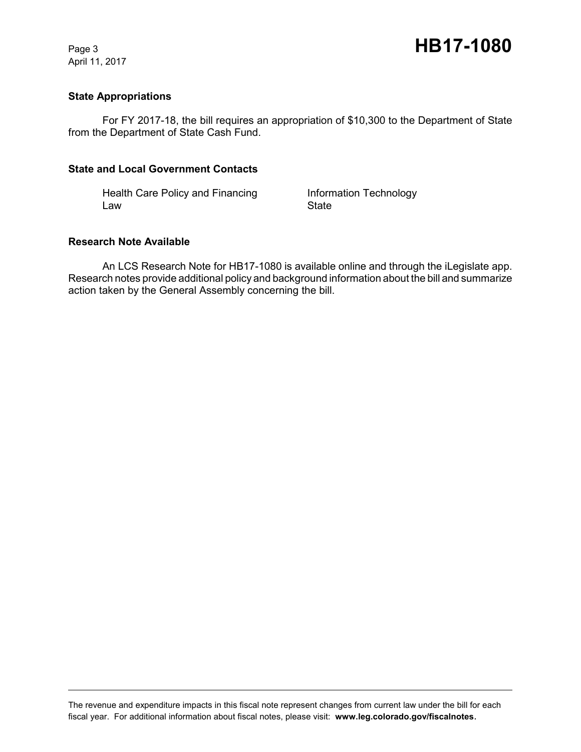## State Appropriations

For FY 2017-18, the bill requires an appropriation of $10,300 to the Department of State from the Department of State Cash Fund.

## State and Local Government Contacts

| | |
|---|---|
| Health Care Policy and Financing | Information Technology |
| Law | State |

## Research Note Available

An LCS Research Note for HB17-1080 is available online and through the iLegislate app. Research notes provide additional policy and background information about the bill and summarize action taken by the General Assembly concerning the bill.

The revenue and expenditure impacts in this fiscal note represent changes from current law under the bill for each fiscal year. For additional information about fiscal notes, please visit: **www.leg.colorado.gov/fiscalnotes**.